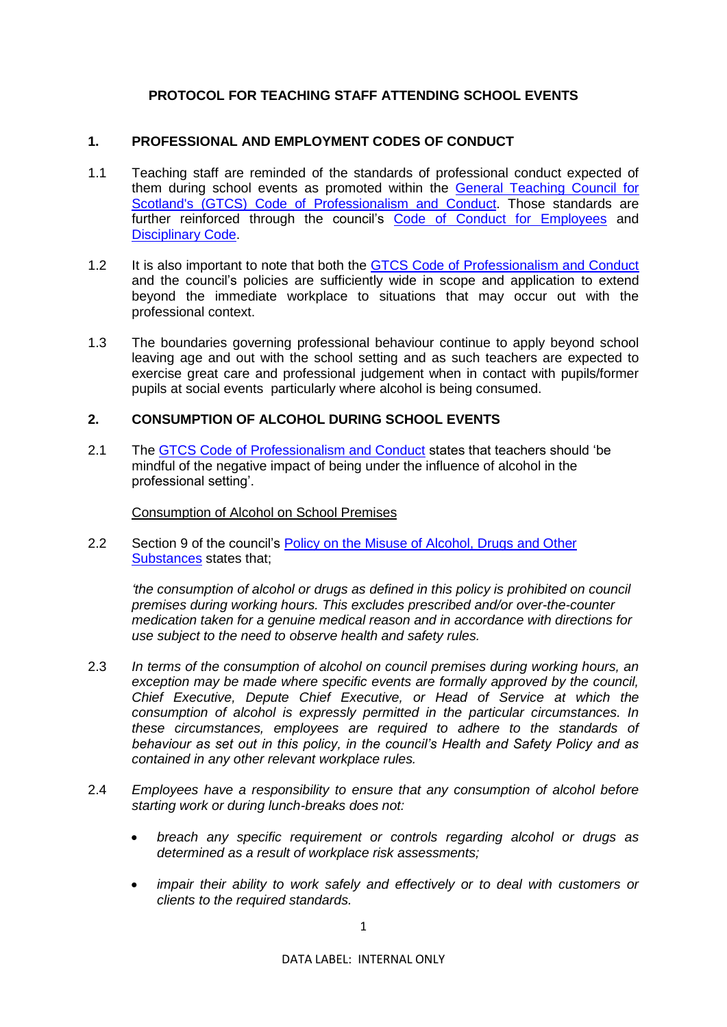# PROTOCOL FOR TEACHING STAFF ATTENDING SCHOOL EVENTS

## 1. PROFESSIONAL AND EMPLOYMENT CODES OF CONDUCT

1.1 Teaching staff are reminded of the standards of professional conduct expected of them during school events as promoted within the General Teaching Council for Scotland's (GTCS) Code of Professionalism and Conduct. Those standards are further reinforced through the council's Code of Conduct for Employees and Disciplinary Code.

1.2 It is also important to note that both the GTCS Code of Professionalism and Conduct and the council's policies are sufficiently wide in scope and application to extend beyond the immediate workplace to situations that may occur out with the professional context.

1.3 The boundaries governing professional behaviour continue to apply beyond school leaving age and out with the school setting and as such teachers are expected to exercise great care and professional judgement when in contact with pupils/former pupils at social events particularly where alcohol is being consumed.

## 2. CONSUMPTION OF ALCOHOL DURING SCHOOL EVENTS

2.1 The GTCS Code of Professionalism and Conduct states that teachers should 'be mindful of the negative impact of being under the influence of alcohol in the professional setting'.

Consumption of Alcohol on School Premises

2.2 Section 9 of the council's Policy on the Misuse of Alcohol, Drugs and Other Substances states that;

*'the consumption of alcohol or drugs as defined in this policy is prohibited on council premises during working hours. This excludes prescribed and/or over-the-counter medication taken for a genuine medical reason and in accordance with directions for use subject to the need to observe health and safety rules.*

2.3 *In terms of the consumption of alcohol on council premises during working hours, an exception may be made where specific events are formally approved by the council, Chief Executive, Depute Chief Executive, or Head of Service at which the consumption of alcohol is expressly permitted in the particular circumstances. In these circumstances, employees are required to adhere to the standards of behaviour as set out in this policy, in the council's Health and Safety Policy and as contained in any other relevant workplace rules.*

2.4 *Employees have a responsibility to ensure that any consumption of alcohol before starting work or during lunch-breaks does not:*

- *breach any specific requirement or controls regarding alcohol or drugs as determined as a result of workplace risk assessments;*
- *impair their ability to work safely and effectively or to deal with customers or clients to the required standards.*

DATA LABEL: INTERNAL ONLY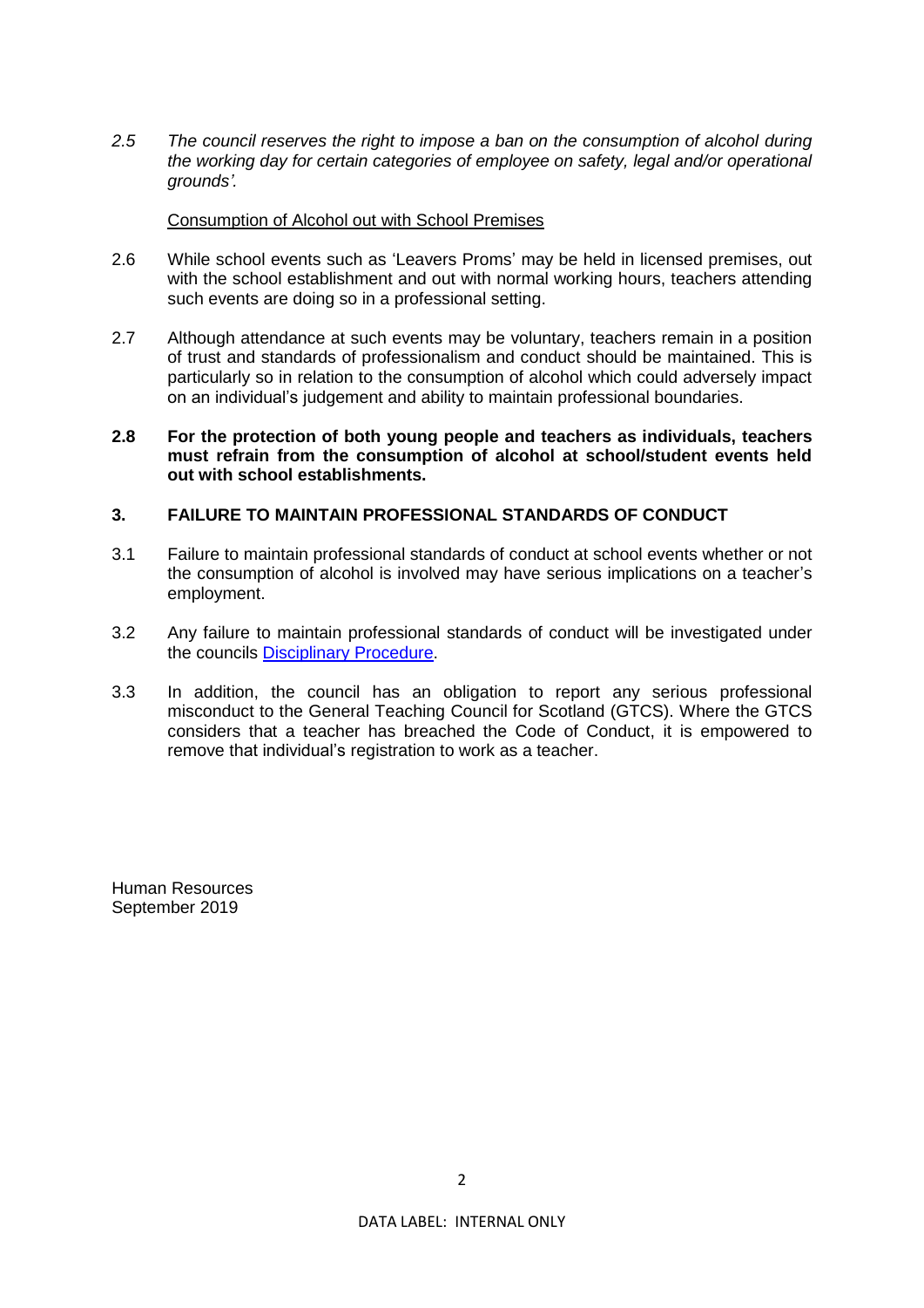*2.5 The council reserves the right to impose a ban on the consumption of alcohol during the working day for certain categories of employee on safety, legal and/or operational grounds'.*

Consumption of Alcohol out with School Premises

2.6 While school events such as 'Leavers Proms' may be held in licensed premises, out with the school establishment and out with normal working hours, teachers attending such events are doing so in a professional setting.

2.7 Although attendance at such events may be voluntary, teachers remain in a position of trust and standards of professionalism and conduct should be maintained. This is particularly so in relation to the consumption of alcohol which could adversely impact on an individual's judgement and ability to maintain professional boundaries.

**2.8 For the protection of both young people and teachers as individuals, teachers must refrain from the consumption of alcohol at school/student events held out with school establishments.**

## 3. FAILURE TO MAINTAIN PROFESSIONAL STANDARDS OF CONDUCT

3.1 Failure to maintain professional standards of conduct at school events whether or not the consumption of alcohol is involved may have serious implications on a teacher's employment.

3.2 Any failure to maintain professional standards of conduct will be investigated under the councils Disciplinary Procedure.

3.3 In addition, the council has an obligation to report any serious professional misconduct to the General Teaching Council for Scotland (GTCS). Where the GTCS considers that a teacher has breached the Code of Conduct, it is empowered to remove that individual's registration to work as a teacher.

Human Resources
September 2019

DATA LABEL: INTERNAL ONLY